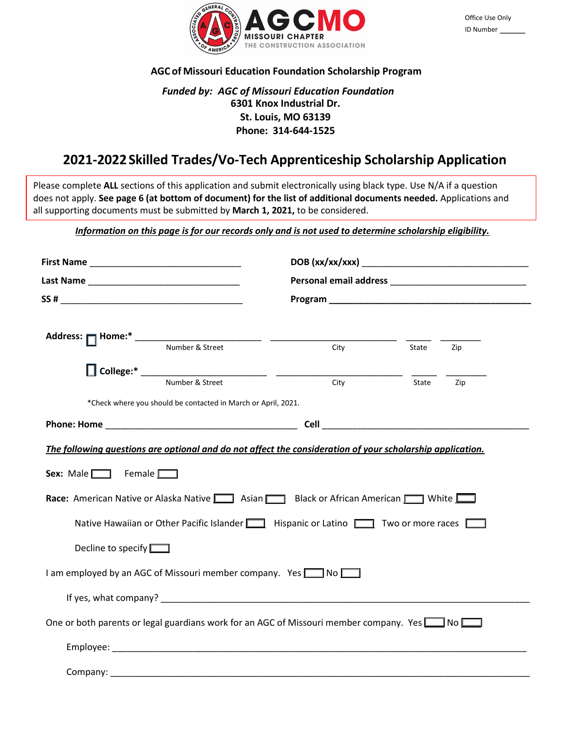Office Use Only
ID Number _______

**AGC of Missouri Education Foundation Scholarship Program**

***Funded by: AGC of Missouri Education Foundation***
**6301 Knox Industrial Dr.**
**St. Louis, MO 63139**
**Phone: 314-644-1525**

# 2021-2022 Skilled Trades/Vo-Tech Apprenticeship Scholarship Application

Please complete **ALL** sections of this application and submit electronically using black type. Use N/A if a question does not apply. **See page 6 (at bottom of document) for the list of additional documents needed.** Applications and all supporting documents must be submitted by **March 1, 2021,** to be considered.

***Information on this page is for our records only and is not used to determine scholarship eligibility.***

**First Name** ______________________________ **DOB (xx/xx/xxx)** ______________________________

**Last Name** ______________________________ **Personal email address** ______________________________

**SS #** ______________________________ **Program** ______________________________

**Address:** ☐ **Home:*** ______________________ ______________________ _____ _______
Number & Street  City  State  Zip

☐ **College:*** ______________________ ______________________ _____ _______
Number & Street  City  State  Zip

*Check where you should be contacted in March or April, 2021.

**Phone: Home** ______________________________ **Cell** ______________________________

***The following questions are optional and do not affect the consideration of your scholarship application.***

**Sex:** Male ☐ Female ☐

**Race:** American Native or Alaska Native ☐ Asian ☐ Black or African American ☐ White ☐

Native Hawaiian or Other Pacific Islander ☐ Hispanic or Latino ☐ Two or more races ☐

Decline to specify ☐

I am employed by an AGC of Missouri member company. Yes ☐ No ☐

If yes, what company? ______________________________

One or both parents or legal guardians work for an AGC of Missouri member company. Yes ☐ No ☐

Employee: ______________________________

Company: ______________________________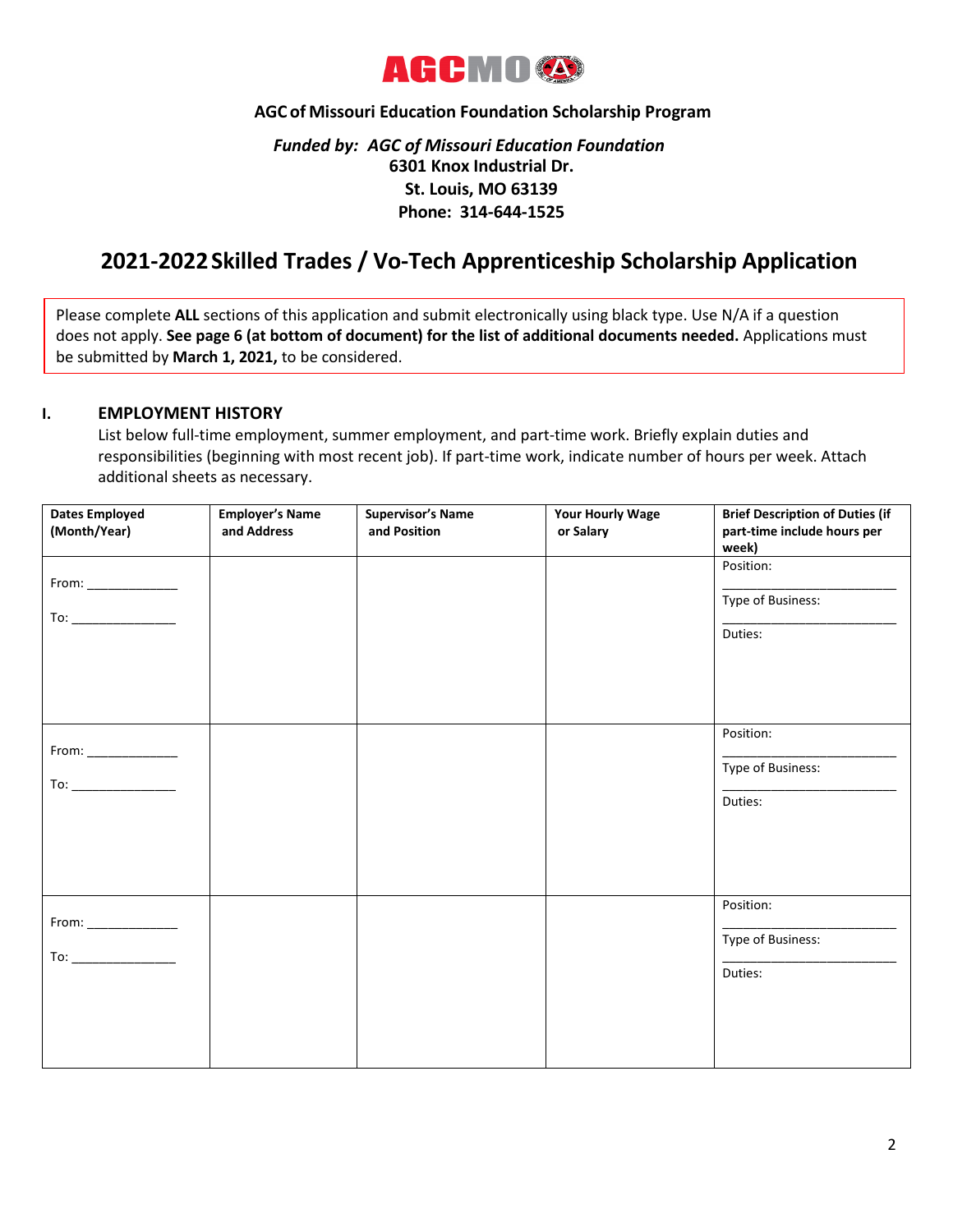AGCMO

**AGC of Missouri Education Foundation Scholarship Program**

***Funded by: AGC of Missouri Education Foundation***
**6301 Knox Industrial Dr.**
**St. Louis, MO 63139**
**Phone: 314-644-1525**

# 2021-2022 Skilled Trades / Vo-Tech Apprenticeship Scholarship Application

Please complete **ALL** sections of this application and submit electronically using black type. Use N/A if a question does not apply. **See page 6 (at bottom of document) for the list of additional documents needed.** Applications must be submitted by **March 1, 2021,** to be considered.

## I. EMPLOYMENT HISTORY

List below full-time employment, summer employment, and part-time work. Briefly explain duties and responsibilities (beginning with most recent job). If part-time work, indicate number of hours per week. Attach additional sheets as necessary.

| Dates Employed (Month/Year) | Employer's Name and Address | Supervisor's Name and Position | Your Hourly Wage or Salary | Brief Description of Duties (if part-time include hours per week) |
|---|---|---|---|---|
| From: _____________ To: _______________ | | | | Position: _________________________ Type of Business: _________________________ Duties: |
| From: _____________ To: _______________ | | | | Position: _________________________ Type of Business: _________________________ Duties: |
| From: _____________ To: _______________ | | | | Position: _________________________ Type of Business: _________________________ Duties: |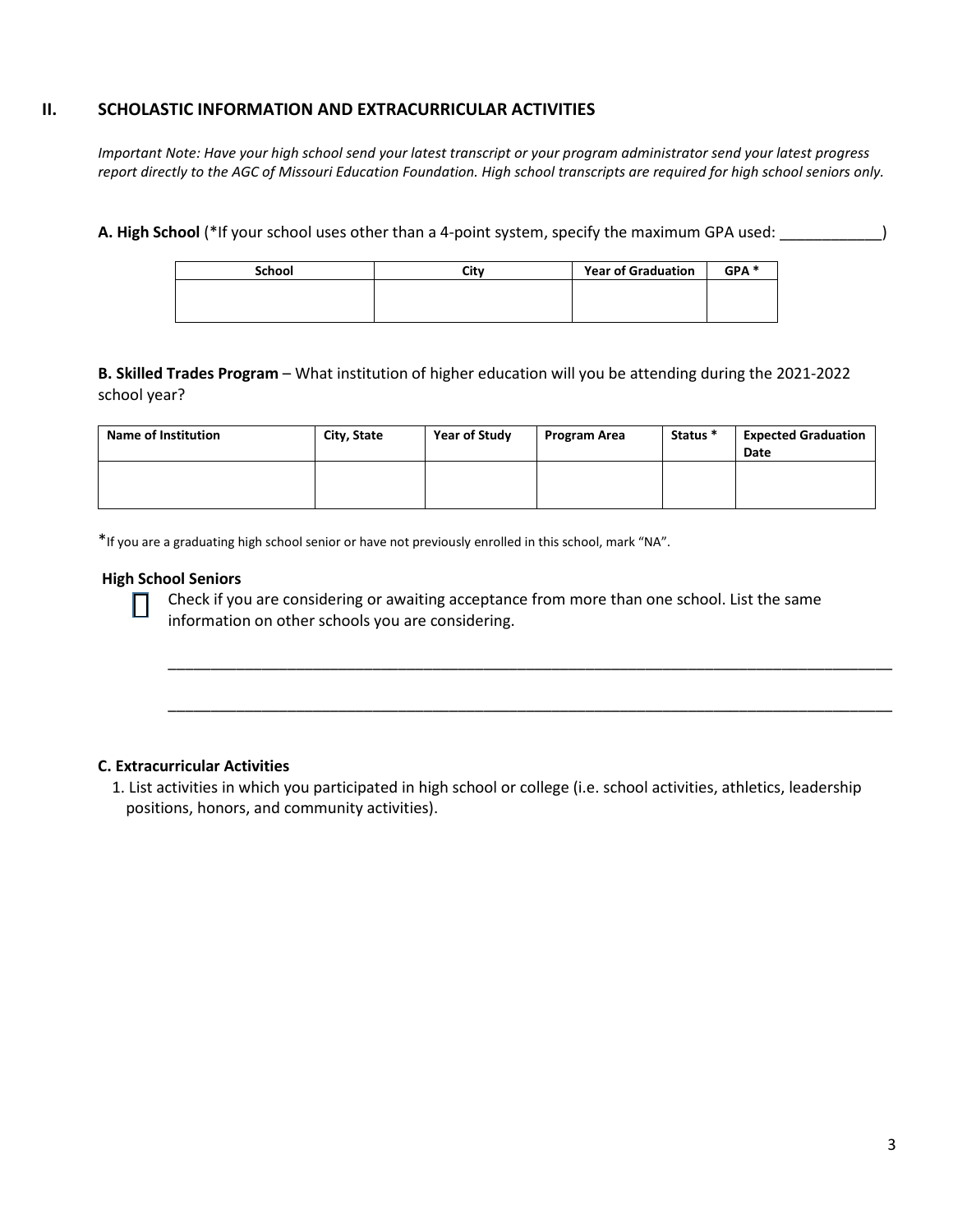## II. SCHOLASTIC INFORMATION AND EXTRACURRICULAR ACTIVITIES

*Important Note: Have your high school send your latest transcript or your program administrator send your latest progress report directly to the AGC of Missouri Education Foundation. High school transcripts are required for high school seniors only.*

**A. High School** (*If your school uses other than a 4-point system, specify the maximum GPA used: ____________)

| School | City | Year of Graduation | GPA * |
|---|---|---|---|
| | | | |

**B. Skilled Trades Program** – What institution of higher education will you be attending during the 2021-2022 school year?

| Name of Institution | City, State | Year of Study | Program Area | Status * | Expected Graduation Date |
|---|---|---|---|---|---|
| | | | | | |

*If you are a graduating high school senior or have not previously enrolled in this school, mark "NA".

**High School Seniors**

☐ Check if you are considering or awaiting acceptance from more than one school. List the same information on other schools you are considering.

_______________________________________________________________________________________

_______________________________________________________________________________________

**C. Extracurricular Activities**

1. List activities in which you participated in high school or college (i.e. school activities, athletics, leadership positions, honors, and community activities).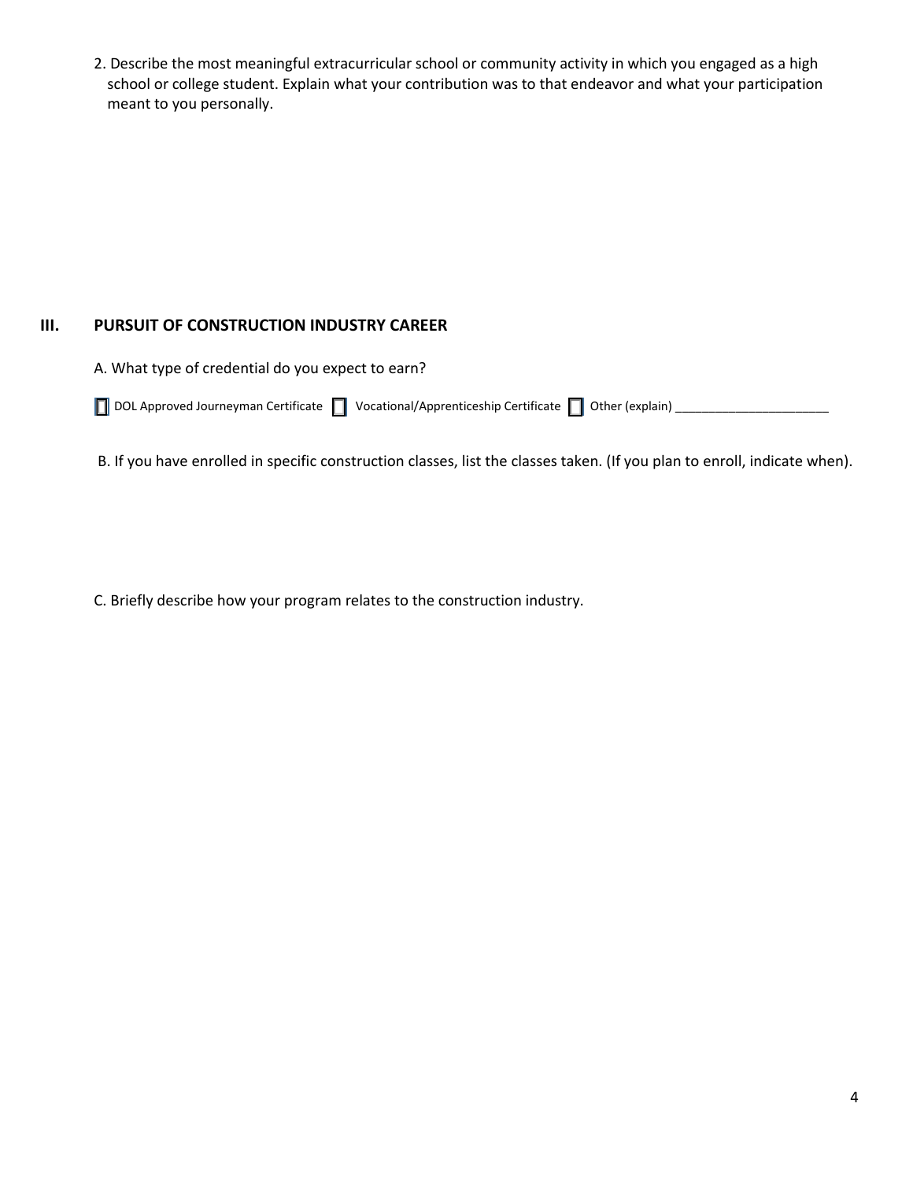2. Describe the most meaningful extracurricular school or community activity in which you engaged as a high school or college student. Explain what your contribution was to that endeavor and what your participation meant to you personally.

## III. PURSUIT OF CONSTRUCTION INDUSTRY CAREER

A. What type of credential do you expect to earn?

☐ DOL Approved Journeyman Certificate ☐ Vocational/Apprenticeship Certificate ☐ Other (explain) ______________________

B. If you have enrolled in specific construction classes, list the classes taken. (If you plan to enroll, indicate when).

C. Briefly describe how your program relates to the construction industry.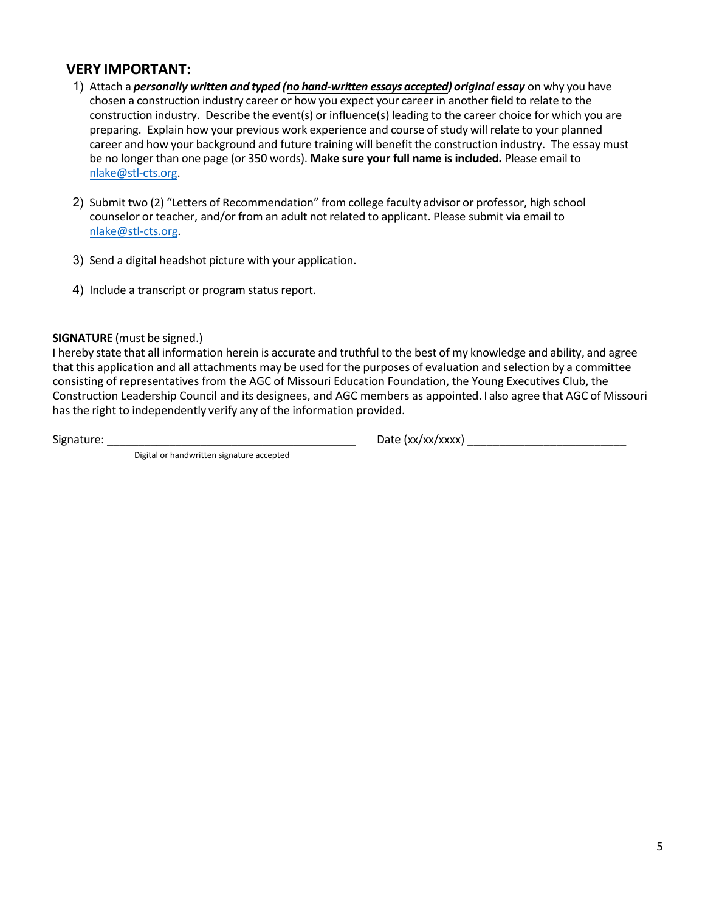## VERY IMPORTANT:

1) Attach a ***personally written and typed (no hand-written essays accepted) original essay*** on why you have chosen a construction industry career or how you expect your career in another field to relate to the construction industry. Describe the event(s) or influence(s) leading to the career choice for which you are preparing. Explain how your previous work experience and course of study will relate to your planned career and how your background and future training will benefit the construction industry. The essay must be no longer than one page (or 350 words). **Make sure your full name is included.** Please email to nlake@stl-cts.org.

2) Submit two (2) "Letters of Recommendation" from college faculty advisor or professor, high school counselor or teacher, and/or from an adult not related to applicant. Please submit via email to nlake@stl-cts.org.

3) Send a digital headshot picture with your application.

4) Include a transcript or program status report.

**SIGNATURE** (must be signed.)
I hereby state that all information herein is accurate and truthful to the best of my knowledge and ability, and agree that this application and all attachments may be used for the purposes of evaluation and selection by a committee consisting of representatives from the AGC of Missouri Education Foundation, the Young Executives Club, the Construction Leadership Council and its designees, and AGC members as appointed. I also agree that AGC of Missouri has the right to independently verify any of the information provided.

Signature: ________________________________________ Date (xx/xx/xxxx) __________________________

Digital or handwritten signature accepted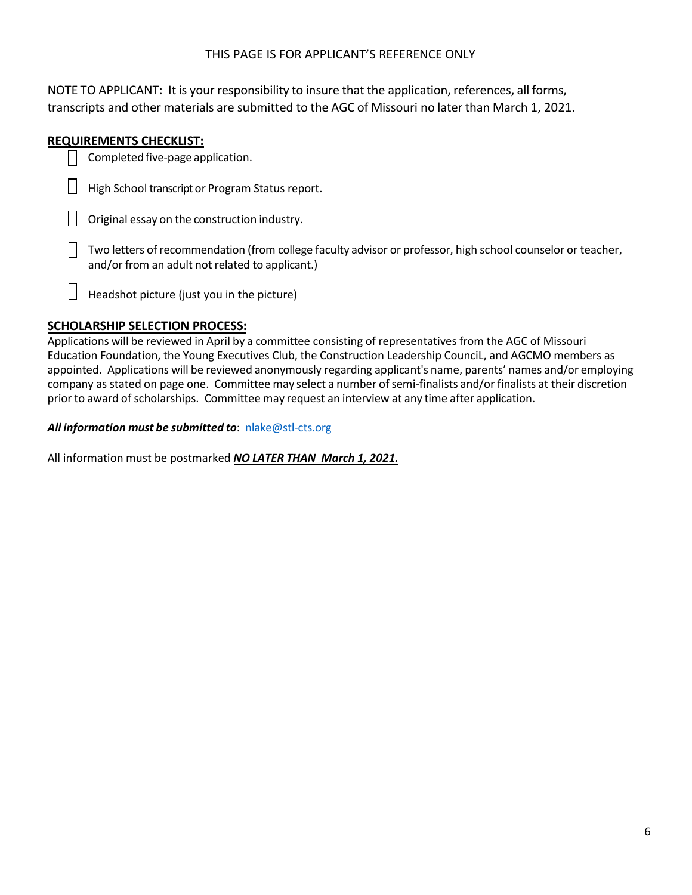THIS PAGE IS FOR APPLICANT'S REFERENCE ONLY

NOTE TO APPLICANT: It is your responsibility to insure that the application, references, all forms, transcripts and other materials are submitted to the AGC of Missouri no later than March 1, 2021.

## REQUIREMENTS CHECKLIST:

- [ ] Completed five-page application.
- [ ] High School transcript or Program Status report.
- [ ] Original essay on the construction industry.
- [ ] Two letters of recommendation (from college faculty advisor or professor, high school counselor or teacher, and/or from an adult not related to applicant.)
- [ ] Headshot picture (just you in the picture)

## SCHOLARSHIP SELECTION PROCESS:

Applications will be reviewed in April by a committee consisting of representatives from the AGC of Missouri Education Foundation, the Young Executives Club, the Construction Leadership CounciL, and AGCMO members as appointed. Applications will be reviewed anonymously regarding applicant's name, parents' names and/or employing company as stated on page one. Committee may select a number of semi-finalists and/or finalists at their discretion prior to award of scholarships. Committee may request an interview at any time after application.

***All information must be submitted to***: nlake@stl-cts.org

All information must be postmarked ***NO LATER THAN March 1, 2021.***